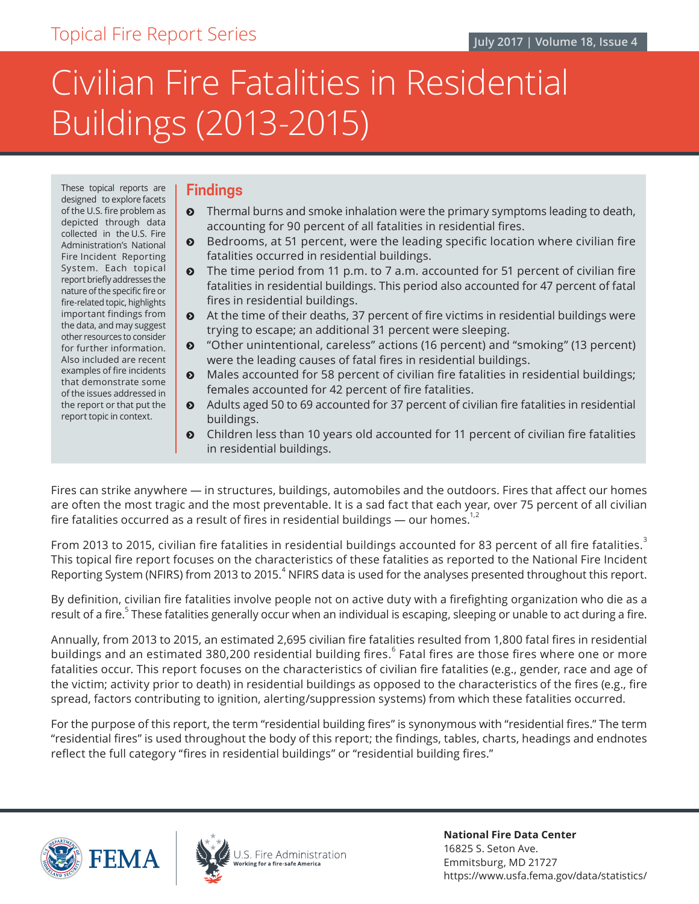Topical Fire Report Series

July 2017 | Volume 18, Issue 4

# Civilian Fire Fatalities in Residential Buildings (2013-2015)

These topical reports are designed to explore facets of the U.S. fire problem as depicted through data collected in the U.S. Fire Administration's National Fire Incident Reporting System. Each topical report briefly addresses the nature of the specific fire or fire-related topic, highlights important findings from the data, and may suggest other resources to consider for further information. Also included are recent examples of fire incidents that demonstrate some of the issues addressed in the report or that put the report topic in context.

## Findings

- Thermal burns and smoke inhalation were the primary symptoms leading to death, accounting for 90 percent of all fatalities in residential fires.
- Bedrooms, at 51 percent, were the leading specific location where civilian fire fatalities occurred in residential buildings.
- The time period from 11 p.m. to 7 a.m. accounted for 51 percent of civilian fire fatalities in residential buildings. This period also accounted for 47 percent of fatal fires in residential buildings.
- At the time of their deaths, 37 percent of fire victims in residential buildings were trying to escape; an additional 31 percent were sleeping.
- "Other unintentional, careless" actions (16 percent) and "smoking" (13 percent) were the leading causes of fatal fires in residential buildings.
- Males accounted for 58 percent of civilian fire fatalities in residential buildings; females accounted for 42 percent of fire fatalities.
- Adults aged 50 to 69 accounted for 37 percent of civilian fire fatalities in residential buildings.
- Children less than 10 years old accounted for 11 percent of civilian fire fatalities in residential buildings.

Fires can strike anywhere — in structures, buildings, automobiles and the outdoors. Fires that affect our homes are often the most tragic and the most preventable. It is a sad fact that each year, over 75 percent of all civilian fire fatalities occurred as a result of fires in residential buildings — our homes.[1,2]

From 2013 to 2015, civilian fire fatalities in residential buildings accounted for 83 percent of all fire fatalities.[3] This topical fire report focuses on the characteristics of these fatalities as reported to the National Fire Incident Reporting System (NFIRS) from 2013 to 2015.[4] NFIRS data is used for the analyses presented throughout this report.

By definition, civilian fire fatalities involve people not on active duty with a firefighting organization who die as a result of a fire.[5] These fatalities generally occur when an individual is escaping, sleeping or unable to act during a fire.

Annually, from 2013 to 2015, an estimated 2,695 civilian fire fatalities resulted from 1,800 fatal fires in residential buildings and an estimated 380,200 residential building fires.[6] Fatal fires are those fires where one or more fatalities occur. This report focuses on the characteristics of civilian fire fatalities (e.g., gender, race and age of the victim; activity prior to death) in residential buildings as opposed to the characteristics of the fires (e.g., fire spread, factors contributing to ignition, alerting/suppression systems) from which these fatalities occurred.

For the purpose of this report, the term "residential building fires" is synonymous with "residential fires." The term "residential fires" is used throughout the body of this report; the findings, tables, charts, headings and endnotes reflect the full category "fires in residential buildings" or "residential building fires."

FEMA | U.S. Fire Administration — Working for a fire-safe America

**National Fire Data Center**
16825 S. Seton Ave.
Emmitsburg, MD 21727
https://www.usfa.fema.gov/data/statistics/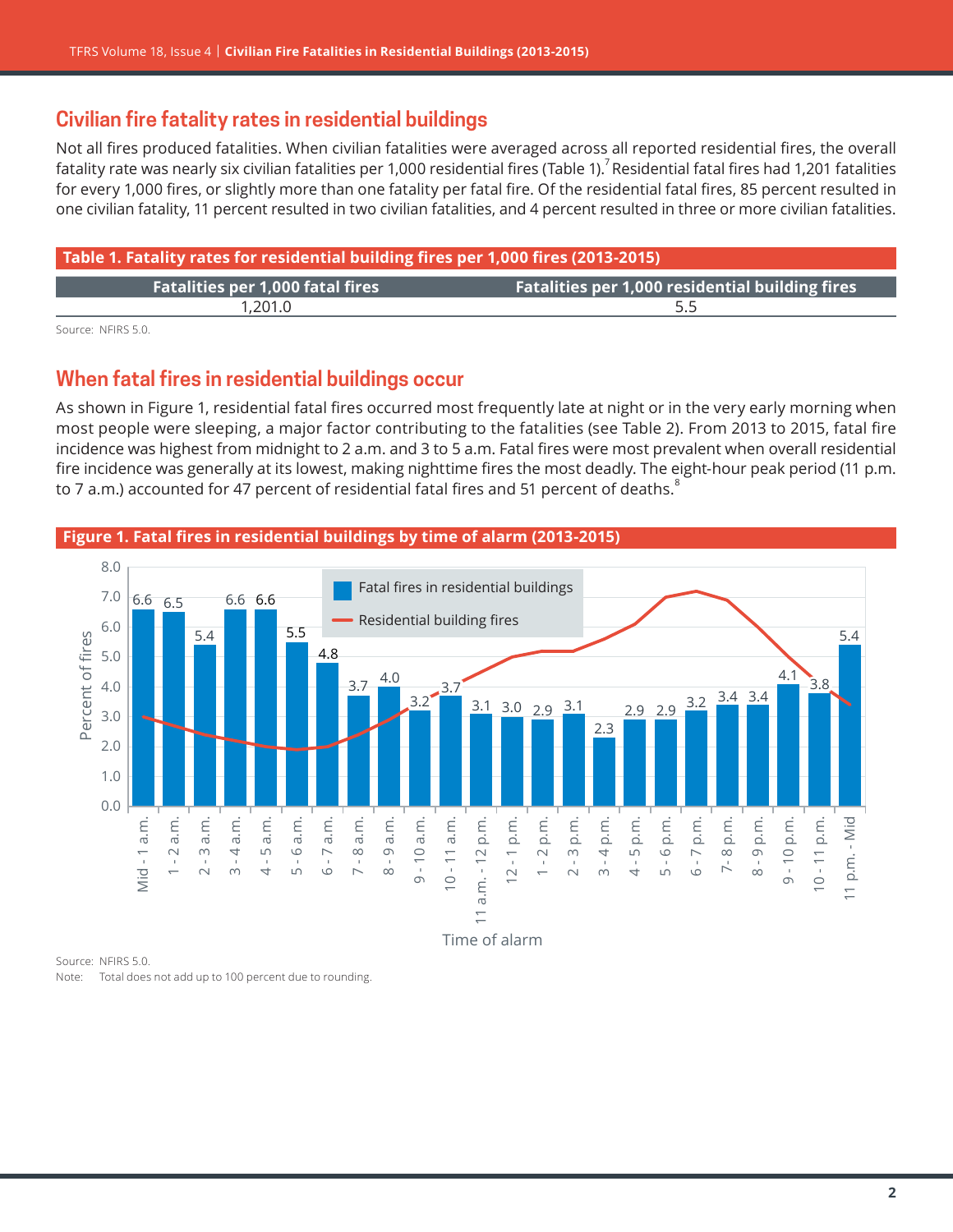## Civilian fire fatality rates in residential buildings

Not all fires produced fatalities. When civilian fatalities were averaged across all reported residential fires, the overall fatality rate was nearly six civilian fatalities per 1,000 residential fires (Table 1).[7] Residential fatal fires had 1,201 fatalities for every 1,000 fires, or slightly more than one fatality per fatal fire. Of the residential fatal fires, 85 percent resulted in one civilian fatality, 11 percent resulted in two civilian fatalities, and 4 percent resulted in three or more civilian fatalities.

**Table 1. Fatality rates for residential building fires per 1,000 fires (2013-2015)**

| Fatalities per 1,000 fatal fires | Fatalities per 1,000 residential building fires |
|---|---|
| 1,201.0 | 5.5 |

Source: NFIRS 5.0.

## When fatal fires in residential buildings occur

As shown in Figure 1, residential fatal fires occurred most frequently late at night or in the very early morning when most people were sleeping, a major factor contributing to the fatalities (see Table 2). From 2013 to 2015, fatal fire incidence was highest from midnight to 2 a.m. and 3 to 5 a.m. Fatal fires were most prevalent when overall residential fire incidence was generally at its lowest, making nighttime fires the most deadly. The eight-hour peak period (11 p.m. to 7 a.m.) accounted for 47 percent of residential fatal fires and 51 percent of deaths.[8]

**Figure 1. Fatal fires in residential buildings by time of alarm (2013-2015)**

Source: NFIRS 5.0.
Note: Total does not add up to 100 percent due to rounding.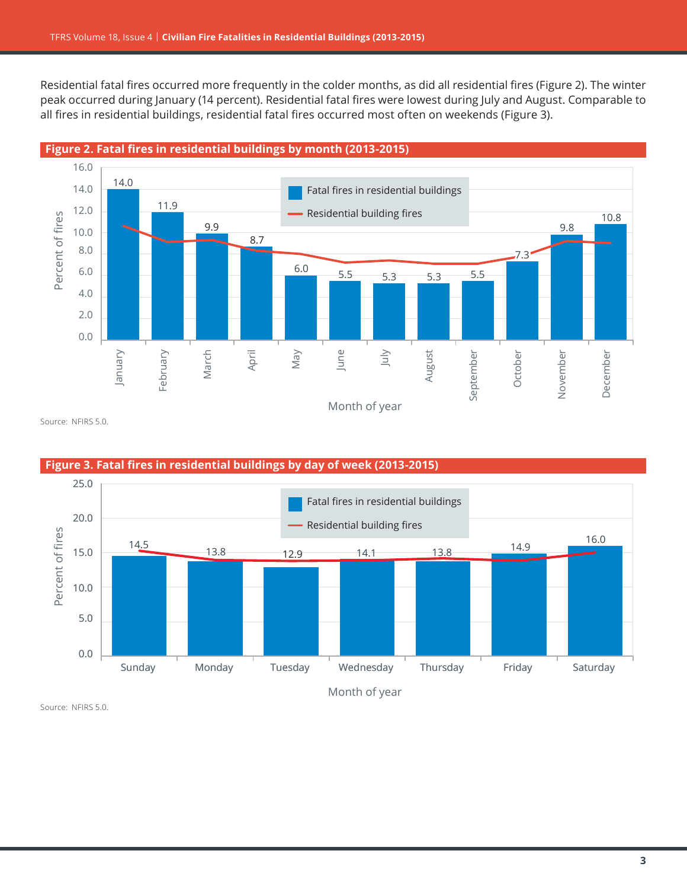Residential fatal fires occurred more frequently in the colder months, as did all residential fires (Figure 2). The winter peak occurred during January (14 percent). Residential fatal fires were lowest during July and August. Comparable to all fires in residential buildings, residential fatal fires occurred most often on weekends (Figure 3).

**Figure 2. Fatal fires in residential buildings by month (2013-2015)**

| Month of year | Fatal fires in residential buildings (Percent of fires) |
|---|---|
| January | 14.0 |
| February | 11.9 |
| March | 9.9 |
| April | 8.7 |
| May | 6.0 |
| June | 5.5 |
| July | 5.3 |
| August | 5.3 |
| September | 5.5 |
| October | 7.3 |
| November | 9.8 |
| December | 10.8 |

Legend: Fatal fires in residential buildings; Residential building fires

Source: NFIRS 5.0.

**Figure 3. Fatal fires in residential buildings by day of week (2013-2015)**

| Month of year | Fatal fires in residential buildings (Percent of fires) |
|---|---|
| Sunday | 14.5 |
| Monday | 13.8 |
| Tuesday | 12.9 |
| Wednesday | 14.1 |
| Thursday | 13.8 |
| Friday | 14.9 |
| Saturday | 16.0 |

Legend: Fatal fires in residential buildings; Residential building fires

Source: NFIRS 5.0.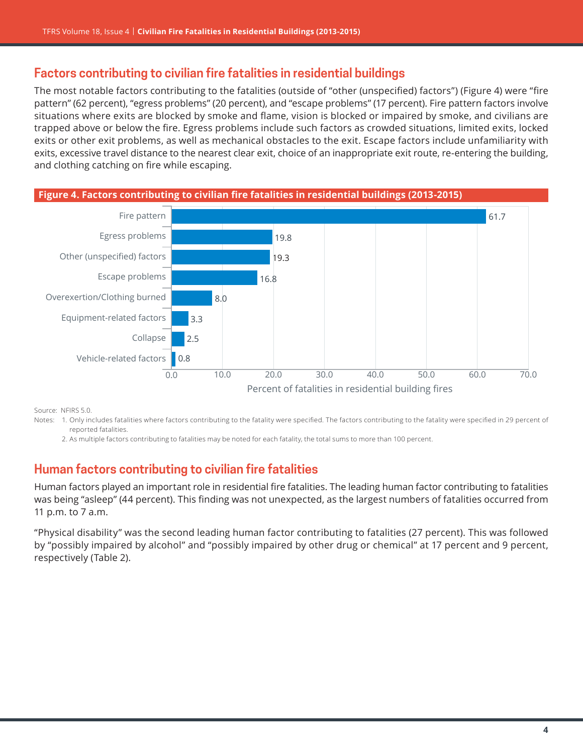## Factors contributing to civilian fire fatalities in residential buildings

The most notable factors contributing to the fatalities (outside of "other (unspecified) factors") (Figure 4) were "fire pattern" (62 percent), "egress problems" (20 percent), and "escape problems" (17 percent). Fire pattern factors involve situations where exits are blocked by smoke and flame, vision is blocked or impaired by smoke, and civilians are trapped above or below the fire. Egress problems include such factors as crowded situations, limited exits, locked exits or other exit problems, as well as mechanical obstacles to the exit. Escape factors include unfamiliarity with exits, excessive travel distance to the nearest clear exit, choice of an inappropriate exit route, re-entering the building, and clothing catching on fire while escaping.

**Figure 4. Factors contributing to civilian fire fatalities in residential buildings (2013-2015)**

| Factor | Percent of fatalities in residential building fires |
|---|---|
| Fire pattern | 61.7 |
| Egress problems | 19.8 |
| Other (unspecified) factors | 19.3 |
| Escape problems | 16.8 |
| Overexertion/Clothing burned | 8.0 |
| Equipment-related factors | 3.3 |
| Collapse | 2.5 |
| Vehicle-related factors | 0.8 |

Source: NFIRS 5.0.

Notes: 1. Only includes fatalities where factors contributing to the fatality were specified. The factors contributing to the fatality were specified in 29 percent of reported fatalities.

2. As multiple factors contributing to fatalities may be noted for each fatality, the total sums to more than 100 percent.

## Human factors contributing to civilian fire fatalities

Human factors played an important role in residential fire fatalities. The leading human factor contributing to fatalities was being "asleep" (44 percent). This finding was not unexpected, as the largest numbers of fatalities occurred from 11 p.m. to 7 a.m.

"Physical disability" was the second leading human factor contributing to fatalities (27 percent). This was followed by "possibly impaired by alcohol" and "possibly impaired by other drug or chemical" at 17 percent and 9 percent, respectively (Table 2).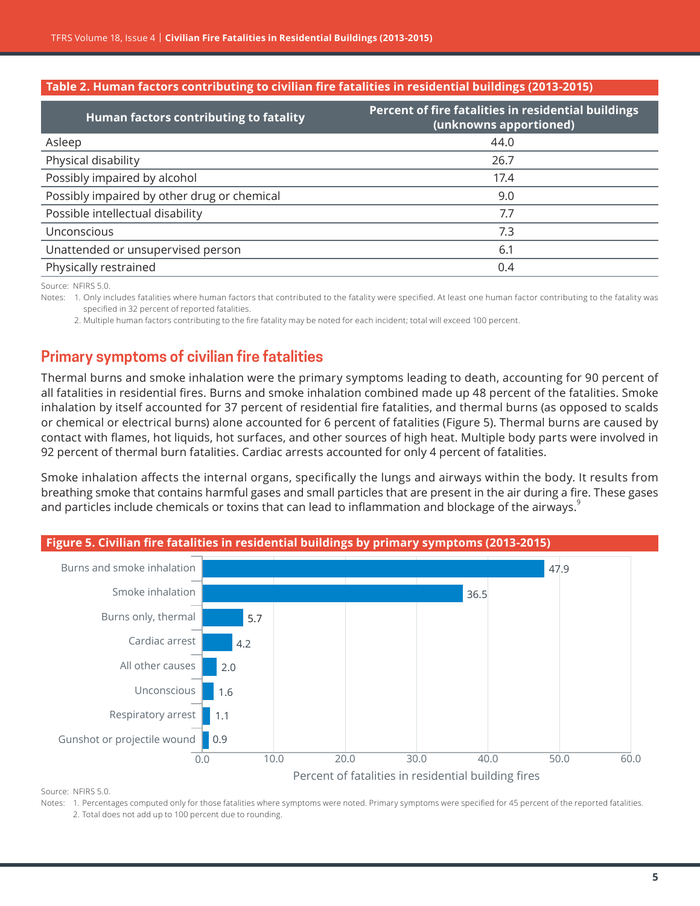**Table 2. Human factors contributing to civilian fire fatalities in residential buildings (2013-2015)**

| Human factors contributing to fatality | Percent of fire fatalities in residential buildings (unknowns apportioned) |
|---|---|
| Asleep | 44.0 |
| Physical disability | 26.7 |
| Possibly impaired by alcohol | 17.4 |
| Possibly impaired by other drug or chemical | 9.0 |
| Possible intellectual disability | 7.7 |
| Unconscious | 7.3 |
| Unattended or unsupervised person | 6.1 |
| Physically restrained | 0.4 |

Source: NFIRS 5.0.

Notes: 1. Only includes fatalities where human factors that contributed to the fatality were specified. At least one human factor contributing to the fatality was specified in 32 percent of reported fatalities.

2. Multiple human factors contributing to the fire fatality may be noted for each incident; total will exceed 100 percent.

## Primary symptoms of civilian fire fatalities

Thermal burns and smoke inhalation were the primary symptoms leading to death, accounting for 90 percent of all fatalities in residential fires. Burns and smoke inhalation combined made up 48 percent of the fatalities. Smoke inhalation by itself accounted for 37 percent of residential fire fatalities, and thermal burns (as opposed to scalds or chemical or electrical burns) alone accounted for 6 percent of fatalities (Figure 5). Thermal burns are caused by contact with flames, hot liquids, hot surfaces, and other sources of high heat. Multiple body parts were involved in 92 percent of thermal burn fatalities. Cardiac arrests accounted for only 4 percent of fatalities.

Smoke inhalation affects the internal organs, specifically the lungs and airways within the body. It results from breathing smoke that contains harmful gases and small particles that are present in the air during a fire. These gases and particles include chemicals or toxins that can lead to inflammation and blockage of the airways.[9]

**Figure 5. Civilian fire fatalities in residential buildings by primary symptoms (2013-2015)**

| Primary symptom | Percent of fatalities in residential building fires |
|---|---|
| Burns and smoke inhalation | 47.9 |
| Smoke inhalation | 36.5 |
| Burns only, thermal | 5.7 |
| Cardiac arrest | 4.2 |
| All other causes | 2.0 |
| Unconscious | 1.6 |
| Respiratory arrest | 1.1 |
| Gunshot or projectile wound | 0.9 |

Source: NFIRS 5.0.

Notes: 1. Percentages computed only for those fatalities where symptoms were noted. Primary symptoms were specified for 45 percent of the reported fatalities.

2. Total does not add up to 100 percent due to rounding.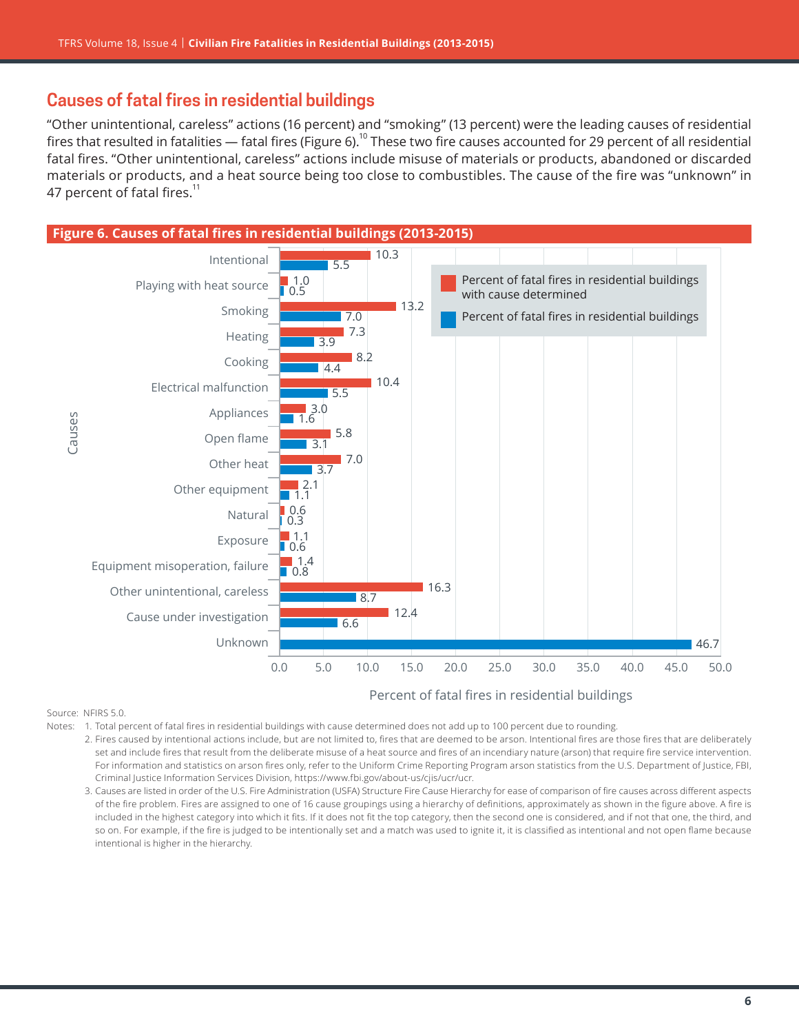## Causes of fatal fires in residential buildings

"Other unintentional, careless" actions (16 percent) and "smoking" (13 percent) were the leading causes of residential fires that resulted in fatalities — fatal fires (Figure 6).[10] These two fire causes accounted for 29 percent of all residential fatal fires. "Other unintentional, careless" actions include misuse of materials or products, abandoned or discarded materials or products, and a heat source being too close to combustibles. The cause of the fire was "unknown" in 47 percent of fatal fires.[11]

**Figure 6. Causes of fatal fires in residential buildings (2013-2015)**

| Causes | Percent of fatal fires in residential buildings with cause determined | Percent of fatal fires in residential buildings |
|---|---|---|
| Intentional | 10.3 | 5.5 |
| Playing with heat source | 1.0 | 0.5 |
| Smoking | 13.2 | 7.0 |
| Heating | 7.3 | 3.9 |
| Cooking | 8.2 | 4.4 |
| Electrical malfunction | 10.4 | 5.5 |
| Appliances | 3.0 | 1.6 |
| Open flame | 5.8 | 3.1 |
| Other heat | 7.0 | 3.7 |
| Other equipment | 2.1 | 1.1 |
| Natural | 0.6 | 0.3 |
| Exposure | 1.1 | 0.6 |
| Equipment misoperation, failure | 1.4 | 0.8 |
| Other unintentional, careless | 16.3 | 8.7 |
| Cause under investigation | 12.4 | 6.6 |
| Unknown | | 46.7 |

Source: NFIRS 5.0.

Notes: 1. Total percent of fatal fires in residential buildings with cause determined does not add up to 100 percent due to rounding.

2. Fires caused by intentional actions include, but are not limited to, fires that are deemed to be arson. Intentional fires are those fires that are deliberately set and include fires that result from the deliberate misuse of a heat source and fires of an incendiary nature (arson) that require fire service intervention. For information and statistics on arson fires only, refer to the Uniform Crime Reporting Program arson statistics from the U.S. Department of Justice, FBI, Criminal Justice Information Services Division, https://www.fbi.gov/about-us/cjis/ucr/ucr.

3. Causes are listed in order of the U.S. Fire Administration (USFA) Structure Fire Cause Hierarchy for ease of comparison of fire causes across different aspects of the fire problem. Fires are assigned to one of 16 cause groupings using a hierarchy of definitions, approximately as shown in the figure above. A fire is included in the highest category into which it fits. If it does not fit the top category, then the second one is considered, and if not that one, the third, and so on. For example, if the fire is judged to be intentionally set and a match was used to ignite it, it is classified as intentional and not open flame because intentional is higher in the hierarchy.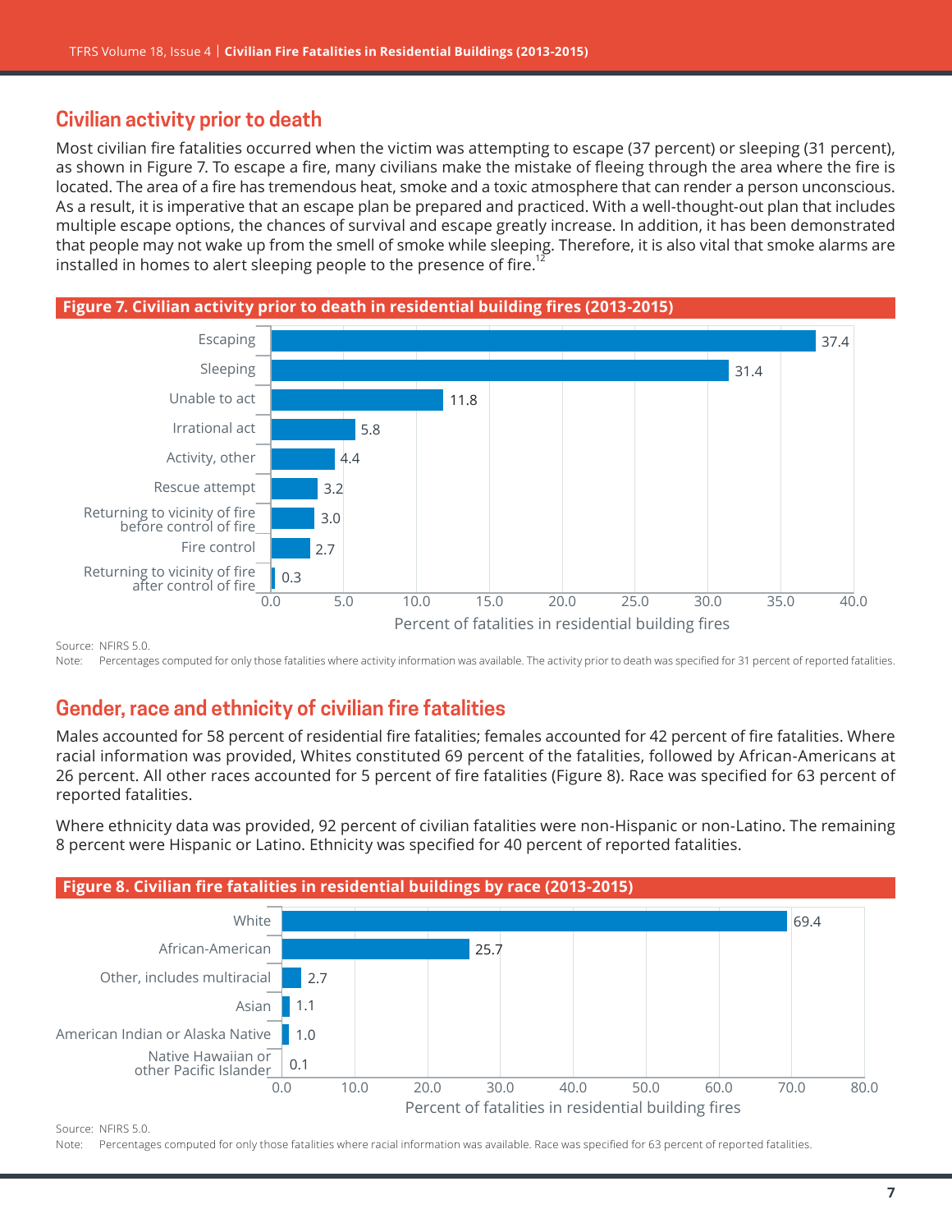## Civilian activity prior to death

Most civilian fire fatalities occurred when the victim was attempting to escape (37 percent) or sleeping (31 percent), as shown in Figure 7. To escape a fire, many civilians make the mistake of fleeing through the area where the fire is located. The area of a fire has tremendous heat, smoke and a toxic atmosphere that can render a person unconscious. As a result, it is imperative that an escape plan be prepared and practiced. With a well-thought-out plan that includes multiple escape options, the chances of survival and escape greatly increase. In addition, it has been demonstrated that people may not wake up from the smell of smoke while sleeping. Therefore, it is also vital that smoke alarms are installed in homes to alert sleeping people to the presence of fire.[12]

**Figure 7. Civilian activity prior to death in residential building fires (2013-2015)**

| Activity | Percent of fatalities in residential building fires |
|---|---|
| Escaping | 37.4 |
| Sleeping | 31.4 |
| Unable to act | 11.8 |
| Irrational act | 5.8 |
| Activity, other | 4.4 |
| Rescue attempt | 3.2 |
| Returning to vicinity of fire before control of fire | 3.0 |
| Fire control | 2.7 |
| Returning to vicinity of fire after control of fire | 0.3 |

Source: NFIRS 5.0.
Note: Percentages computed for only those fatalities where activity information was available. The activity prior to death was specified for 31 percent of reported fatalities.

## Gender, race and ethnicity of civilian fire fatalities

Males accounted for 58 percent of residential fire fatalities; females accounted for 42 percent of fire fatalities. Where racial information was provided, Whites constituted 69 percent of the fatalities, followed by African-Americans at 26 percent. All other races accounted for 5 percent of fire fatalities (Figure 8). Race was specified for 63 percent of reported fatalities.

Where ethnicity data was provided, 92 percent of civilian fatalities were non-Hispanic or non-Latino. The remaining 8 percent were Hispanic or Latino. Ethnicity was specified for 40 percent of reported fatalities.

**Figure 8. Civilian fire fatalities in residential buildings by race (2013-2015)**

| Race | Percent of fatalities in residential building fires |
|---|---|
| White | 69.4 |
| African-American | 25.7 |
| Other, includes multiracial | 2.7 |
| Asian | 1.1 |
| American Indian or Alaska Native | 1.0 |
| Native Hawaiian or other Pacific Islander | 0.1 |

Source: NFIRS 5.0.
Note: Percentages computed for only those fatalities where racial information was available. Race was specified for 63 percent of reported fatalities.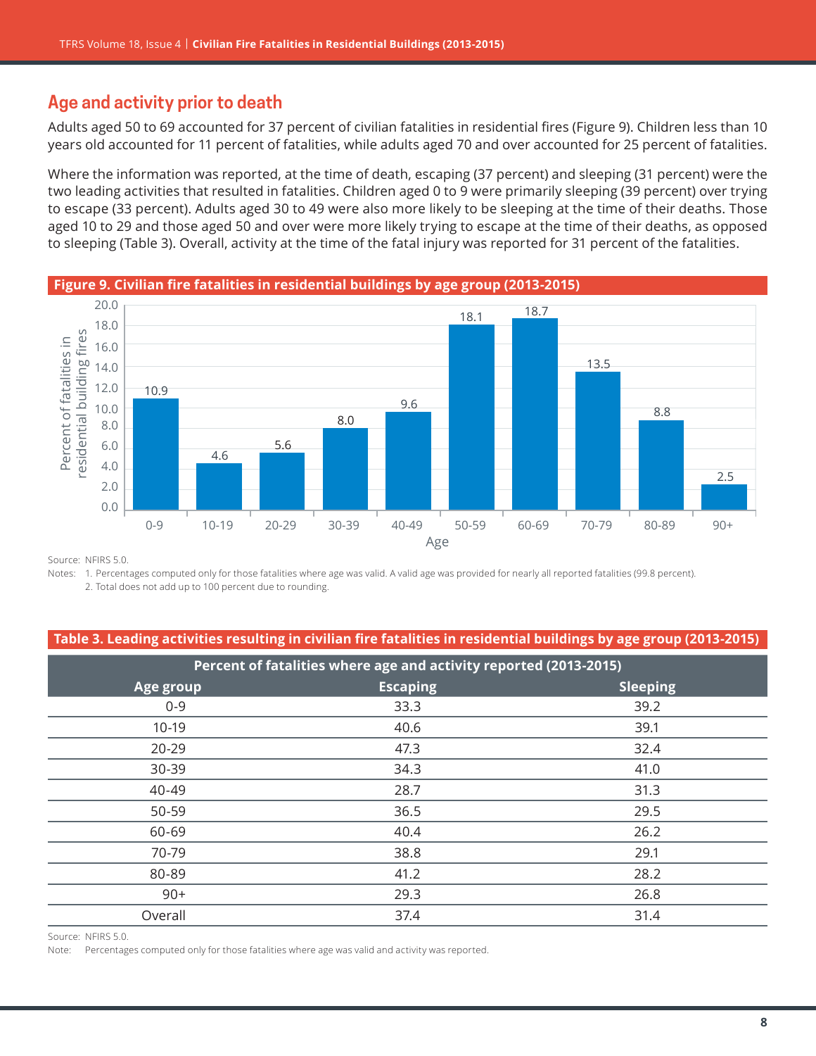## Age and activity prior to death

Adults aged 50 to 69 accounted for 37 percent of civilian fatalities in residential fires (Figure 9). Children less than 10 years old accounted for 11 percent of fatalities, while adults aged 70 and over accounted for 25 percent of fatalities.

Where the information was reported, at the time of death, escaping (37 percent) and sleeping (31 percent) were the two leading activities that resulted in fatalities. Children aged 0 to 9 were primarily sleeping (39 percent) over trying to escape (33 percent). Adults aged 30 to 49 were also more likely to be sleeping at the time of their deaths. Those aged 10 to 29 and those aged 50 and over were more likely trying to escape at the time of their deaths, as opposed to sleeping (Table 3). Overall, activity at the time of the fatal injury was reported for 31 percent of the fatalities.

**Figure 9. Civilian fire fatalities in residential buildings by age group (2013-2015)**

| Age | Percent of fatalities in residential building fires |
|---|---|
| 0-9 | 10.9 |
| 10-19 | 4.6 |
| 20-29 | 5.6 |
| 30-39 | 8.0 |
| 40-49 | 9.6 |
| 50-59 | 18.1 |
| 60-69 | 18.7 |
| 70-79 | 13.5 |
| 80-89 | 8.8 |
| 90+ | 2.5 |

Source: NFIRS 5.0.

Notes: 1. Percentages computed only for those fatalities where age was valid. A valid age was provided for nearly all reported fatalities (99.8 percent).

2. Total does not add up to 100 percent due to rounding.

**Table 3. Leading activities resulting in civilian fire fatalities in residential buildings by age group (2013-2015)**

| Percent of fatalities where age and activity reported (2013-2015) | | |
|---|---|---|
| Age group | Escaping | Sleeping |
| 0-9 | 33.3 | 39.2 |
| 10-19 | 40.6 | 39.1 |
| 20-29 | 47.3 | 32.4 |
| 30-39 | 34.3 | 41.0 |
| 40-49 | 28.7 | 31.3 |
| 50-59 | 36.5 | 29.5 |
| 60-69 | 40.4 | 26.2 |
| 70-79 | 38.8 | 29.1 |
| 80-89 | 41.2 | 28.2 |
| 90+ | 29.3 | 26.8 |
| Overall | 37.4 | 31.4 |

Source: NFIRS 5.0.

Note: Percentages computed only for those fatalities where age was valid and activity was reported.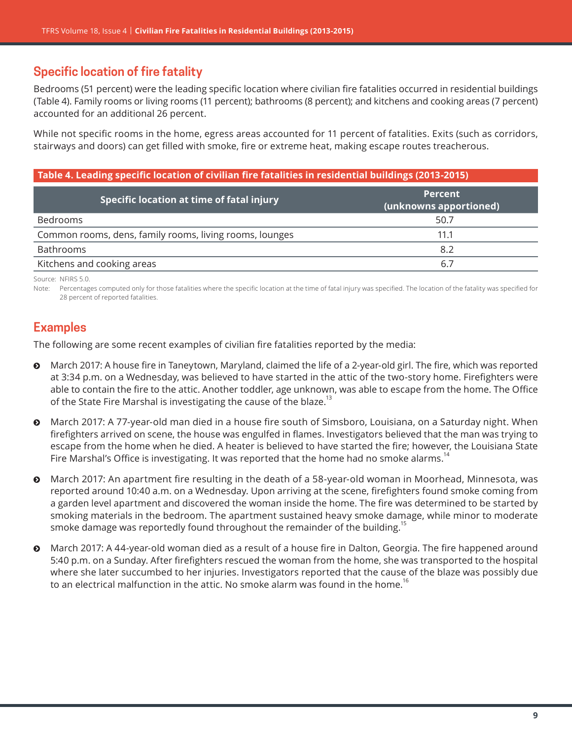## Specific location of fire fatality

Bedrooms (51 percent) were the leading specific location where civilian fire fatalities occurred in residential buildings (Table 4). Family rooms or living rooms (11 percent); bathrooms (8 percent); and kitchens and cooking areas (7 percent) accounted for an additional 26 percent.

While not specific rooms in the home, egress areas accounted for 11 percent of fatalities. Exits (such as corridors, stairways and doors) can get filled with smoke, fire or extreme heat, making escape routes treacherous.

**Table 4. Leading specific location of civilian fire fatalities in residential buildings (2013-2015)**

| Specific location at time of fatal injury | Percent (unknowns apportioned) |
|---|---|
| Bedrooms | 50.7 |
| Common rooms, dens, family rooms, living rooms, lounges | 11.1 |
| Bathrooms | 8.2 |
| Kitchens and cooking areas | 6.7 |

Source: NFIRS 5.0.

Note: Percentages computed only for those fatalities where the specific location at the time of fatal injury was specified. The location of the fatality was specified for 28 percent of reported fatalities.

## Examples

The following are some recent examples of civilian fire fatalities reported by the media:

- March 2017: A house fire in Taneytown, Maryland, claimed the life of a 2-year-old girl. The fire, which was reported at 3:34 p.m. on a Wednesday, was believed to have started in the attic of the two-story home. Firefighters were able to contain the fire to the attic. Another toddler, age unknown, was able to escape from the home. The Office of the State Fire Marshal is investigating the cause of the blaze.[13]
- March 2017: A 77-year-old man died in a house fire south of Simsboro, Louisiana, on a Saturday night. When firefighters arrived on scene, the house was engulfed in flames. Investigators believed that the man was trying to escape from the home when he died. A heater is believed to have started the fire; however, the Louisiana State Fire Marshal's Office is investigating. It was reported that the home had no smoke alarms.[14]
- March 2017: An apartment fire resulting in the death of a 58-year-old woman in Moorhead, Minnesota, was reported around 10:40 a.m. on a Wednesday. Upon arriving at the scene, firefighters found smoke coming from a garden level apartment and discovered the woman inside the home. The fire was determined to be started by smoking materials in the bedroom. The apartment sustained heavy smoke damage, while minor to moderate smoke damage was reportedly found throughout the remainder of the building.[15]
- March 2017: A 44-year-old woman died as a result of a house fire in Dalton, Georgia. The fire happened around 5:40 p.m. on a Sunday. After firefighters rescued the woman from the home, she was transported to the hospital where she later succumbed to her injuries. Investigators reported that the cause of the blaze was possibly due to an electrical malfunction in the attic. No smoke alarm was found in the home.[16]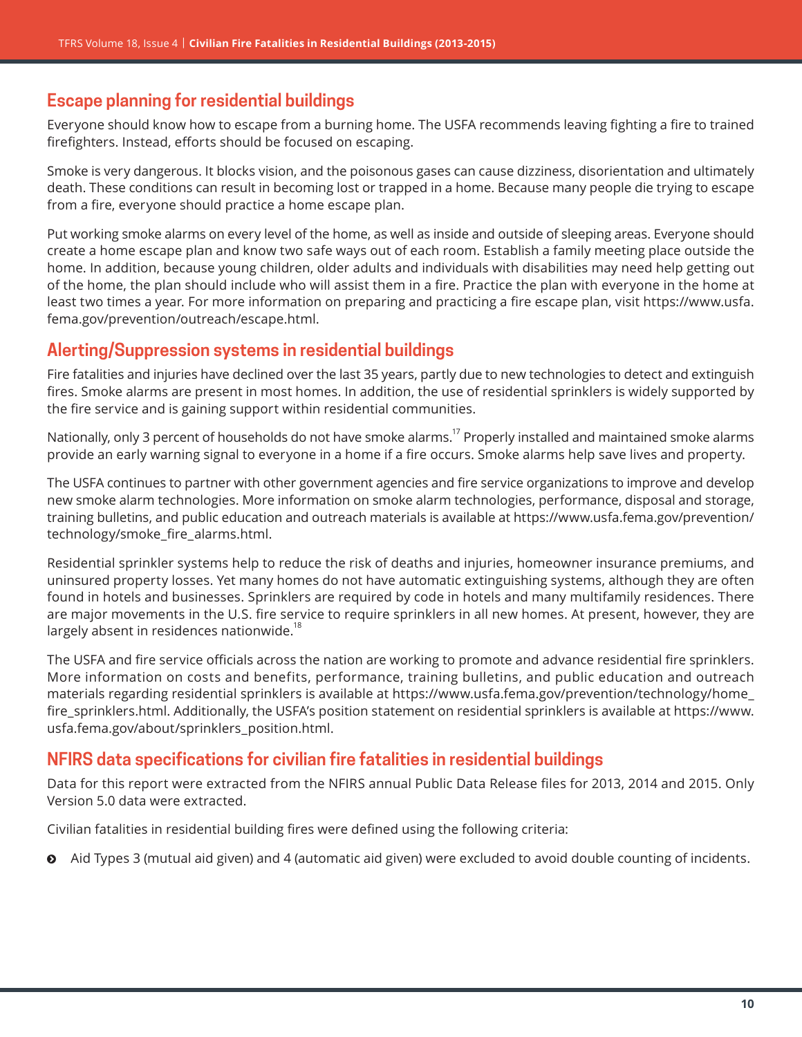## Escape planning for residential buildings

Everyone should know how to escape from a burning home. The USFA recommends leaving fighting a fire to trained firefighters. Instead, efforts should be focused on escaping.

Smoke is very dangerous. It blocks vision, and the poisonous gases can cause dizziness, disorientation and ultimately death. These conditions can result in becoming lost or trapped in a home. Because many people die trying to escape from a fire, everyone should practice a home escape plan.

Put working smoke alarms on every level of the home, as well as inside and outside of sleeping areas. Everyone should create a home escape plan and know two safe ways out of each room. Establish a family meeting place outside the home. In addition, because young children, older adults and individuals with disabilities may need help getting out of the home, the plan should include who will assist them in a fire. Practice the plan with everyone in the home at least two times a year. For more information on preparing and practicing a fire escape plan, visit https://www.usfa.fema.gov/prevention/outreach/escape.html.

## Alerting/Suppression systems in residential buildings

Fire fatalities and injuries have declined over the last 35 years, partly due to new technologies to detect and extinguish fires. Smoke alarms are present in most homes. In addition, the use of residential sprinklers is widely supported by the fire service and is gaining support within residential communities.

Nationally, only 3 percent of households do not have smoke alarms.[17] Properly installed and maintained smoke alarms provide an early warning signal to everyone in a home if a fire occurs. Smoke alarms help save lives and property.

The USFA continues to partner with other government agencies and fire service organizations to improve and develop new smoke alarm technologies. More information on smoke alarm technologies, performance, disposal and storage, training bulletins, and public education and outreach materials is available at https://www.usfa.fema.gov/prevention/technology/smoke_fire_alarms.html.

Residential sprinkler systems help to reduce the risk of deaths and injuries, homeowner insurance premiums, and uninsured property losses. Yet many homes do not have automatic extinguishing systems, although they are often found in hotels and businesses. Sprinklers are required by code in hotels and many multifamily residences. There are major movements in the U.S. fire service to require sprinklers in all new homes. At present, however, they are largely absent in residences nationwide.[18]

The USFA and fire service officials across the nation are working to promote and advance residential fire sprinklers. More information on costs and benefits, performance, training bulletins, and public education and outreach materials regarding residential sprinklers is available at https://www.usfa.fema.gov/prevention/technology/home_fire_sprinklers.html. Additionally, the USFA's position statement on residential sprinklers is available at https://www.usfa.fema.gov/about/sprinklers_position.html.

## NFIRS data specifications for civilian fire fatalities in residential buildings

Data for this report were extracted from the NFIRS annual Public Data Release files for 2013, 2014 and 2015. Only Version 5.0 data were extracted.

Civilian fatalities in residential building fires were defined using the following criteria:

- Aid Types 3 (mutual aid given) and 4 (automatic aid given) were excluded to avoid double counting of incidents.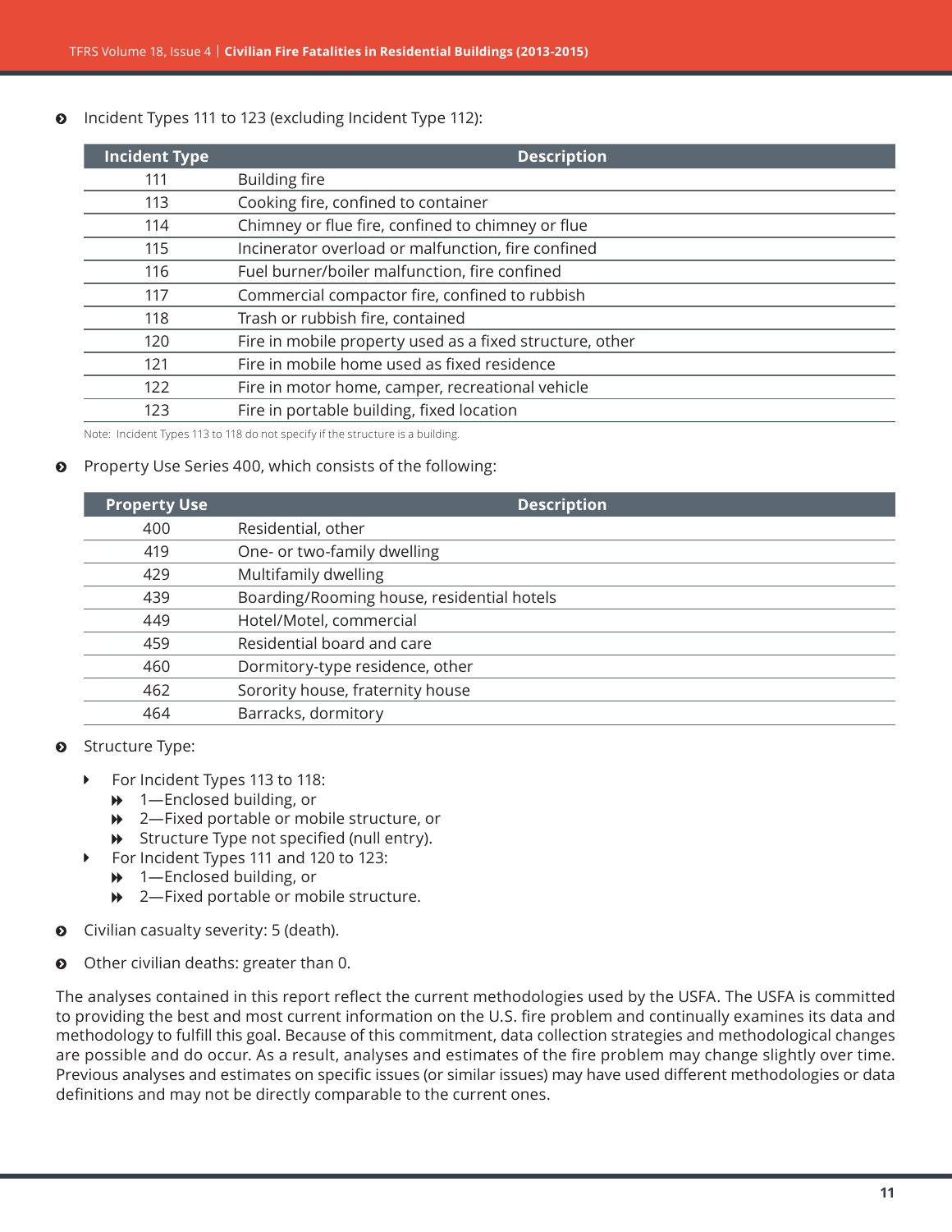- Incident Types 111 to 123 (excluding Incident Type 112):

| Incident Type | Description |
|---|---|
| 111 | Building fire |
| 113 | Cooking fire, confined to container |
| 114 | Chimney or flue fire, confined to chimney or flue |
| 115 | Incinerator overload or malfunction, fire confined |
| 116 | Fuel burner/boiler malfunction, fire confined |
| 117 | Commercial compactor fire, confined to rubbish |
| 118 | Trash or rubbish fire, contained |
| 120 | Fire in mobile property used as a fixed structure, other |
| 121 | Fire in mobile home used as fixed residence |
| 122 | Fire in motor home, camper, recreational vehicle |
| 123 | Fire in portable building, fixed location |

Note: Incident Types 113 to 118 do not specify if the structure is a building.

- Property Use Series 400, which consists of the following:

| Property Use | Description |
|---|---|
| 400 | Residential, other |
| 419 | One- or two-family dwelling |
| 429 | Multifamily dwelling |
| 439 | Boarding/Rooming house, residential hotels |
| 449 | Hotel/Motel, commercial |
| 459 | Residential board and care |
| 460 | Dormitory-type residence, other |
| 462 | Sorority house, fraternity house |
| 464 | Barracks, dormitory |

- Structure Type:
  - For Incident Types 113 to 118:
    - 1—Enclosed building, or
    - 2—Fixed portable or mobile structure, or
    - Structure Type not specified (null entry).
  - For Incident Types 111 and 120 to 123:
    - 1—Enclosed building, or
    - 2—Fixed portable or mobile structure.

- Civilian casualty severity: 5 (death).

- Other civilian deaths: greater than 0.

The analyses contained in this report reflect the current methodologies used by the USFA. The USFA is committed to providing the best and most current information on the U.S. fire problem and continually examines its data and methodology to fulfill this goal. Because of this commitment, data collection strategies and methodological changes are possible and do occur. As a result, analyses and estimates of the fire problem may change slightly over time. Previous analyses and estimates on specific issues (or similar issues) may have used different methodologies or data definitions and may not be directly comparable to the current ones.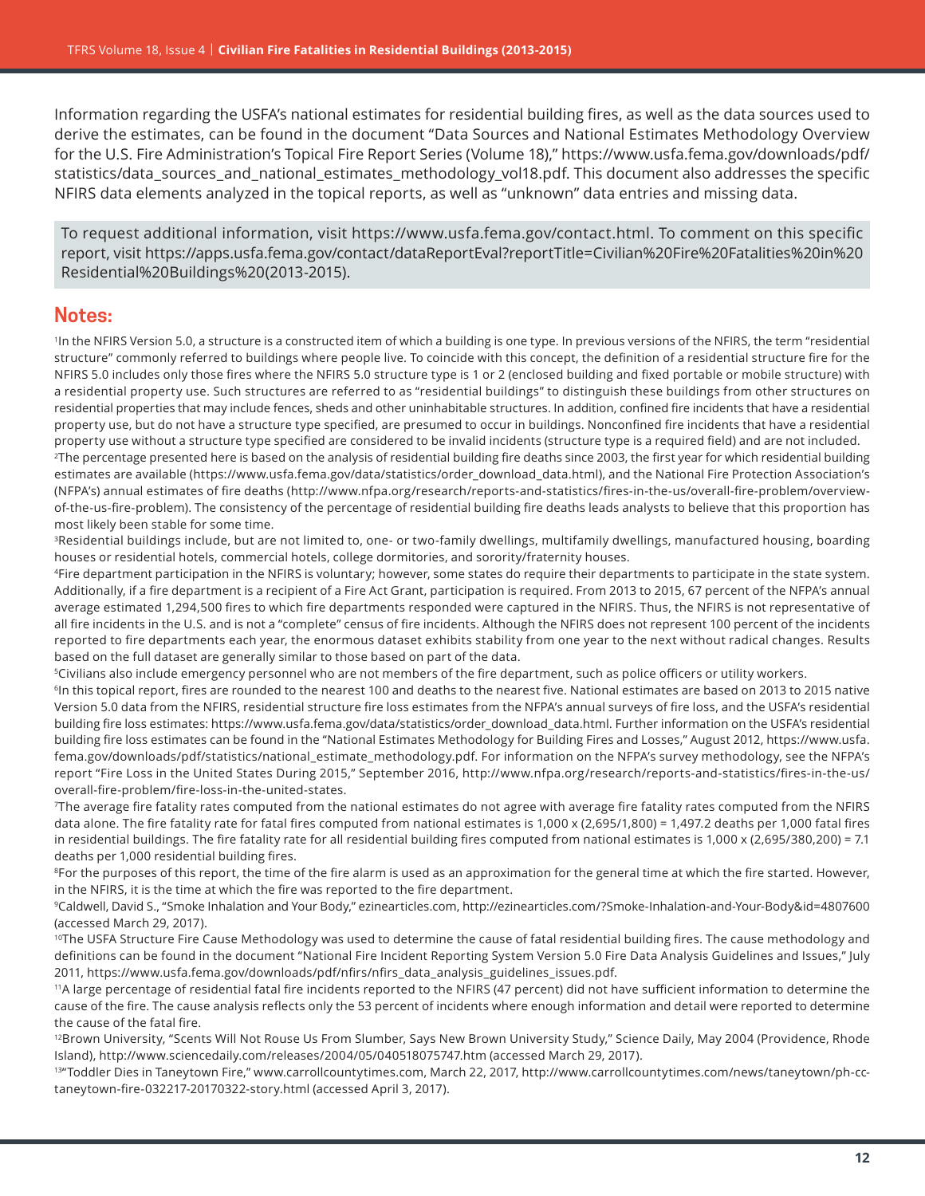Information regarding the USFA's national estimates for residential building fires, as well as the data sources used to derive the estimates, can be found in the document "Data Sources and National Estimates Methodology Overview for the U.S. Fire Administration's Topical Fire Report Series (Volume 18)," https://www.usfa.fema.gov/downloads/pdf/statistics/data_sources_and_national_estimates_methodology_vol18.pdf. This document also addresses the specific NFIRS data elements analyzed in the topical reports, as well as "unknown" data entries and missing data.

To request additional information, visit https://www.usfa.fema.gov/contact.html. To comment on this specific report, visit https://apps.usfa.fema.gov/contact/dataReportEval?reportTitle=Civilian%20Fire%20Fatalities%20in%20Residential%20Buildings%20(2013-2015).

## Notes:

[1]In the NFIRS Version 5.0, a structure is a constructed item of which a building is one type. In previous versions of the NFIRS, the term "residential structure" commonly referred to buildings where people live. To coincide with this concept, the definition of a residential structure fire for the NFIRS 5.0 includes only those fires where the NFIRS 5.0 structure type is 1 or 2 (enclosed building and fixed portable or mobile structure) with a residential property use. Such structures are referred to as "residential buildings" to distinguish these buildings from other structures on residential properties that may include fences, sheds and other uninhabitable structures. In addition, confined fire incidents that have a residential property use, but do not have a structure type specified, are presumed to occur in buildings. Nonconfined fire incidents that have a residential property use without a structure type specified are considered to be invalid incidents (structure type is a required field) and are not included.

[2]The percentage presented here is based on the analysis of residential building fire deaths since 2003, the first year for which residential building estimates are available (https://www.usfa.fema.gov/data/statistics/order_download_data.html), and the National Fire Protection Association's (NFPA's) annual estimates of fire deaths (http://www.nfpa.org/research/reports-and-statistics/fires-in-the-us/overall-fire-problem/overview-of-the-us-fire-problem). The consistency of the percentage of residential building fire deaths leads analysts to believe that this proportion has most likely been stable for some time.

[3]Residential buildings include, but are not limited to, one- or two-family dwellings, multifamily dwellings, manufactured housing, boarding houses or residential hotels, commercial hotels, college dormitories, and sorority/fraternity houses.

[4]Fire department participation in the NFIRS is voluntary; however, some states do require their departments to participate in the state system. Additionally, if a fire department is a recipient of a Fire Act Grant, participation is required. From 2013 to 2015, 67 percent of the NFPA's annual average estimated 1,294,500 fires to which fire departments responded were captured in the NFIRS. Thus, the NFIRS is not representative of all fire incidents in the U.S. and is not a "complete" census of fire incidents. Although the NFIRS does not represent 100 percent of the incidents reported to fire departments each year, the enormous dataset exhibits stability from one year to the next without radical changes. Results based on the full dataset are generally similar to those based on part of the data.

[5]Civilians also include emergency personnel who are not members of the fire department, such as police officers or utility workers.

[6]In this topical report, fires are rounded to the nearest 100 and deaths to the nearest five. National estimates are based on 2013 to 2015 native Version 5.0 data from the NFIRS, residential structure fire loss estimates from the NFPA's annual surveys of fire loss, and the USFA's residential building fire loss estimates: https://www.usfa.fema.gov/data/statistics/order_download_data.html. Further information on the USFA's residential building fire loss estimates can be found in the "National Estimates Methodology for Building Fires and Losses," August 2012, https://www.usfa.fema.gov/downloads/pdf/statistics/national_estimate_methodology.pdf. For information on the NFPA's survey methodology, see the NFPA's report "Fire Loss in the United States During 2015," September 2016, http://www.nfpa.org/research/reports-and-statistics/fires-in-the-us/overall-fire-problem/fire-loss-in-the-united-states.

[7]The average fire fatality rates computed from the national estimates do not agree with average fire fatality rates computed from the NFIRS data alone. The fire fatality rate for fatal fires computed from national estimates is 1,000 x (2,695/1,800) = 1,497.2 deaths per 1,000 fatal fires in residential buildings. The fire fatality rate for all residential building fires computed from national estimates is 1,000 x (2,695/380,200) = 7.1 deaths per 1,000 residential building fires.

[8]For the purposes of this report, the time of the fire alarm is used as an approximation for the general time at which the fire started. However, in the NFIRS, it is the time at which the fire was reported to the fire department.

[9]Caldwell, David S., "Smoke Inhalation and Your Body," ezinearticles.com, http://ezinearticles.com/?Smoke-Inhalation-and-Your-Body&id=4807600 (accessed March 29, 2017).

[10]The USFA Structure Fire Cause Methodology was used to determine the cause of fatal residential building fires. The cause methodology and definitions can be found in the document "National Fire Incident Reporting System Version 5.0 Fire Data Analysis Guidelines and Issues," July 2011, https://www.usfa.fema.gov/downloads/pdf/nfirs/nfirs_data_analysis_guidelines_issues.pdf.

[11]A large percentage of residential fatal fire incidents reported to the NFIRS (47 percent) did not have sufficient information to determine the cause of the fire. The cause analysis reflects only the 53 percent of incidents where enough information and detail were reported to determine the cause of the fatal fire.

[12]Brown University, "Scents Will Not Rouse Us From Slumber, Says New Brown University Study," Science Daily, May 2004 (Providence, Rhode Island), http://www.sciencedaily.com/releases/2004/05/040518075747.htm (accessed March 29, 2017).

[13]"Toddler Dies in Taneytown Fire," www.carrollcountytimes.com, March 22, 2017, http://www.carrollcountytimes.com/news/taneytown/ph-cc-taneytown-fire-032217-20170322-story.html (accessed April 3, 2017).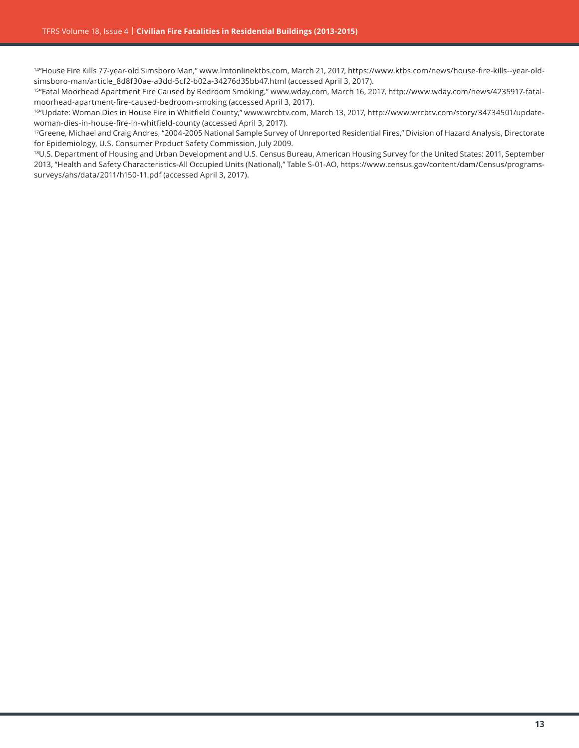[14]"House Fire Kills 77-year-old Simsboro Man," www.lmtonlinektbs.com, March 21, 2017, https://www.ktbs.com/news/house-fire-kills--year-old-simsboro-man/article_8d8f30ae-a3dd-5cf2-b02a-34276d35bb47.html (accessed April 3, 2017).

[15]"Fatal Moorhead Apartment Fire Caused by Bedroom Smoking," www.wday.com, March 16, 2017, http://www.wday.com/news/4235917-fatal-moorhead-apartment-fire-caused-bedroom-smoking (accessed April 3, 2017).

[16]"Update: Woman Dies in House Fire in Whitfield County," www.wrcbtv.com, March 13, 2017, http://www.wrcbtv.com/story/34734501/update-woman-dies-in-house-fire-in-whitfield-county (accessed April 3, 2017).

[17]Greene, Michael and Craig Andres, "2004-2005 National Sample Survey of Unreported Residential Fires," Division of Hazard Analysis, Directorate for Epidemiology, U.S. Consumer Product Safety Commission, July 2009.

[18]U.S. Department of Housing and Urban Development and U.S. Census Bureau, American Housing Survey for the United States: 2011, September 2013, "Health and Safety Characteristics-All Occupied Units (National)," Table S-01-AO, https://www.census.gov/content/dam/Census/programs-surveys/ahs/data/2011/h150-11.pdf (accessed April 3, 2017).